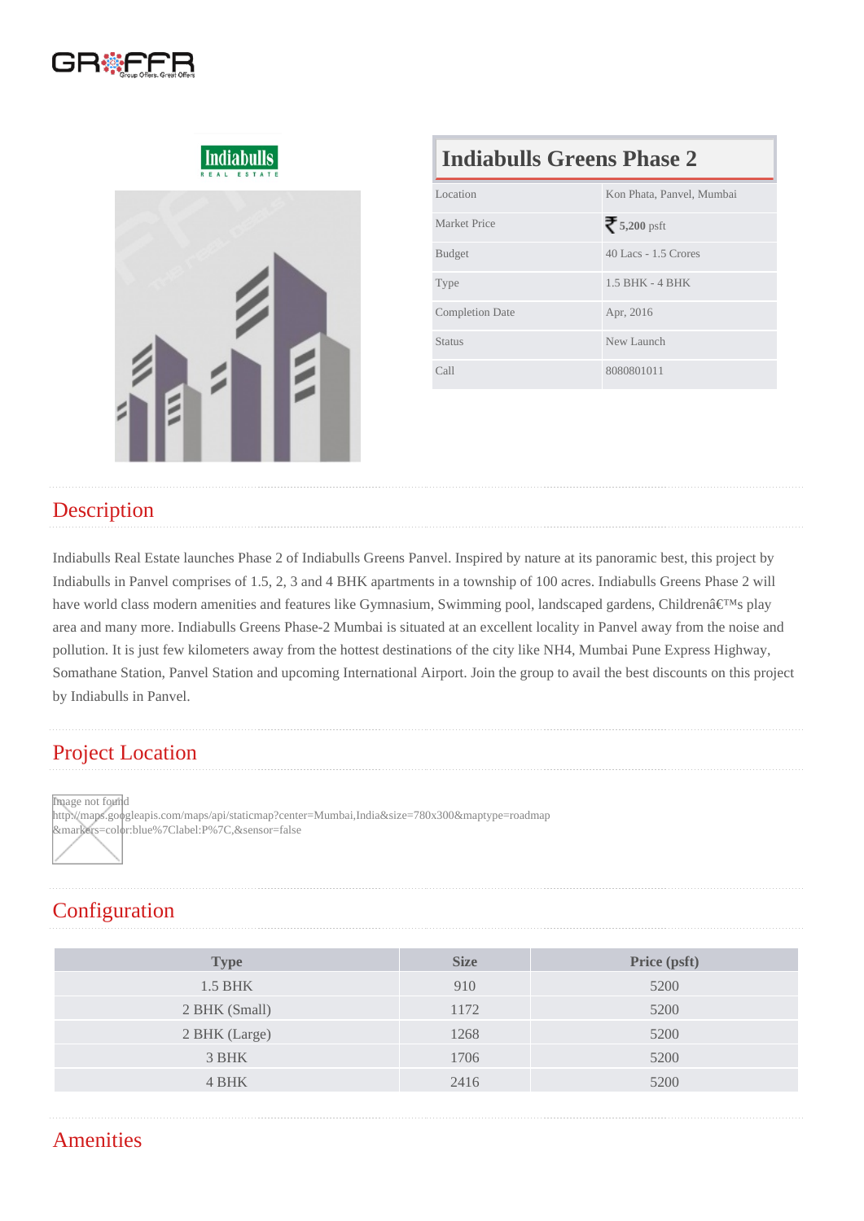# Indiabulls Greens Phase 2

| | |
|---|---|
| Location | Kon Phata, Panvel, Mumbai |
| Market Price | ₹ **5,200** psft |
| Budget | 40 Lacs - 1.5 Crores |
| Type | 1.5 BHK - 4 BHK |
| Completion Date | Apr, 2016 |
| Status | New Launch |
| Call | 8080801011 |

## Description

Indiabulls Real Estate launches Phase 2 of Indiabulls Greens Panvel. Inspired by nature at its panoramic best, this project by Indiabulls in Panvel comprises of 1.5, 2, 3 and 4 BHK apartments in a township of 100 acres. Indiabulls Greens Phase 2 will have world class modern amenities and features like Gymnasium, Swimming pool, landscaped gardens, Childrenâ€™s play area and many more. Indiabulls Greens Phase-2 Mumbai is situated at an excellent locality in Panvel away from the noise and pollution. It is just few kilometers away from the hottest destinations of the city like NH4, Mumbai Pune Express Highway, Somathane Station, Panvel Station and upcoming International Airport. Join the group to avail the best discounts on this project by Indiabulls in Panvel.

## Project Location

Image not found
http://maps.googleapis.com/maps/api/staticmap?center=Mumbai,India&size=780x300&maptype=roadmap&markers=color:blue%7Clabel:P%7C,&sensor=false

## Configuration

| Type | Size | Price (psft) |
|---|---|---|
| 1.5 BHK | 910 | 5200 |
| 2 BHK (Small) | 1172 | 5200 |
| 2 BHK (Large) | 1268 | 5200 |
| 3 BHK | 1706 | 5200 |
| 4 BHK | 2416 | 5200 |

## Amenities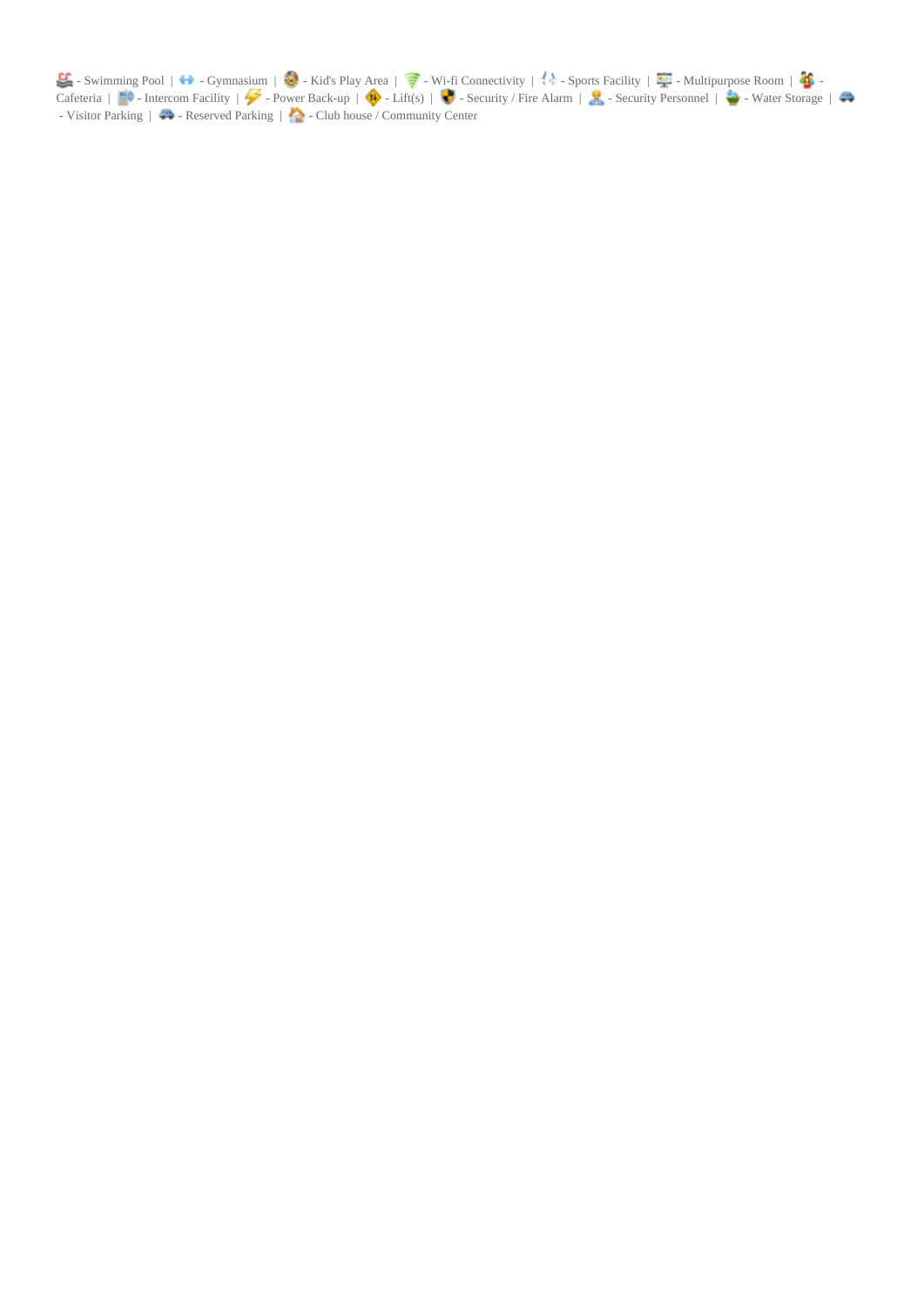- Swimming Pool | - Gymnasium | - Kid's Play Area | - Wi-fi Connectivity | - Sports Facility | - Multipurpose Room | - Cafeteria | - Intercom Facility | - Power Back-up | - Lift(s) | - Security / Fire Alarm | - Security Personnel | - Water Storage | - Visitor Parking | - Reserved Parking | - Club house / Community Center